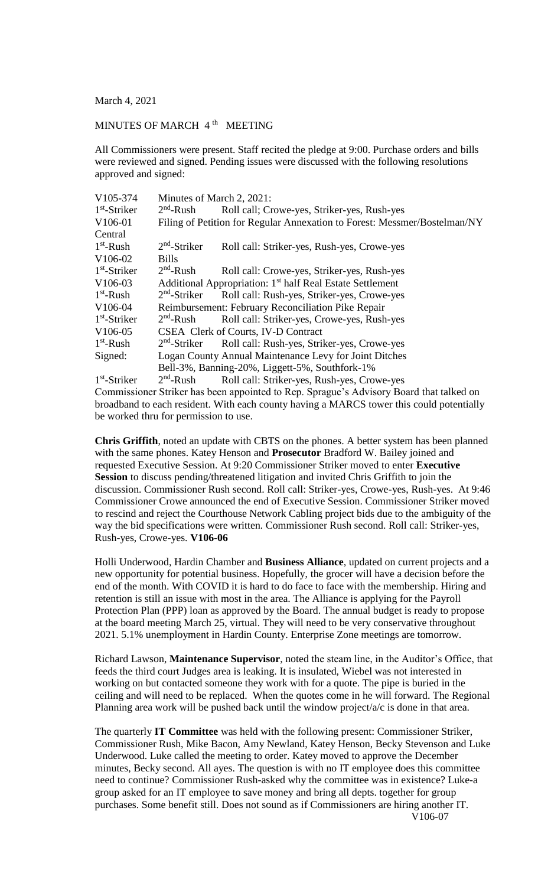March 4, 2021

MINUTES OF MARCH 4th MEETING

All Commissioners were present. Staff recited the pledge at 9:00. Purchase orders and bills were reviewed and signed. Pending issues were discussed with the following resolutions approved and signed:

| | | |
|---|---|---|
| V105-374 | Minutes of March 2, 2021: | |
| 1st-Striker | 2nd-Rush | Roll call; Crowe-yes, Striker-yes, Rush-yes |
| V106-01 | Filing of Petition for Regular Annexation to Forest: Messmer/Bostelman/NY | |
| Central | | |
| 1st-Rush | 2nd-Striker | Roll call: Striker-yes, Rush-yes, Crowe-yes |
| V106-02 | Bills | |
| 1st-Striker | 2nd-Rush | Roll call: Crowe-yes, Striker-yes, Rush-yes |
| V106-03 | Additional Appropriation: 1st half Real Estate Settlement | |
| 1st-Rush | 2nd-Striker | Roll call: Rush-yes, Striker-yes, Crowe-yes |
| V106-04 | Reimbursement: February Reconciliation Pike Repair | |
| 1st-Striker | 2nd-Rush | Roll call: Striker-yes, Crowe-yes, Rush-yes |
| V106-05 | CSEA Clerk of Courts, IV-D Contract | |
| 1st-Rush | 2nd-Striker | Roll call: Rush-yes, Striker-yes, Crowe-yes |
| Signed: | Logan County Annual Maintenance Levy for Joint Ditches | |
| | Bell-3%, Banning-20%, Liggett-5%, Southfork-1% | |
| 1st-Striker | 2nd-Rush | Roll call: Striker-yes, Rush-yes, Crowe-yes |

Commissioner Striker has been appointed to Rep. Sprague's Advisory Board that talked on broadband to each resident. With each county having a MARCS tower this could potentially be worked thru for permission to use.

**Chris Griffith**, noted an update with CBTS on the phones. A better system has been planned with the same phones. Katey Henson and **Prosecutor** Bradford W. Bailey joined and requested Executive Session. At 9:20 Commissioner Striker moved to enter **Executive Session** to discuss pending/threatened litigation and invited Chris Griffith to join the discussion. Commissioner Rush second. Roll call: Striker-yes, Crowe-yes, Rush-yes. At 9:46 Commissioner Crowe announced the end of Executive Session. Commissioner Striker moved to rescind and reject the Courthouse Network Cabling project bids due to the ambiguity of the way the bid specifications were written. Commissioner Rush second. Roll call: Striker-yes, Rush-yes, Crowe-yes. **V106-06**

Holli Underwood, Hardin Chamber and **Business Alliance**, updated on current projects and a new opportunity for potential business. Hopefully, the grocer will have a decision before the end of the month. With COVID it is hard to do face to face with the membership. Hiring and retention is still an issue with most in the area. The Alliance is applying for the Payroll Protection Plan (PPP) loan as approved by the Board. The annual budget is ready to propose at the board meeting March 25, virtual. They will need to be very conservative throughout 2021. 5.1% unemployment in Hardin County. Enterprise Zone meetings are tomorrow.

Richard Lawson, **Maintenance Supervisor**, noted the steam line, in the Auditor's Office, that feeds the third court Judges area is leaking. It is insulated, Wiebel was not interested in working on but contacted someone they work with for a quote. The pipe is buried in the ceiling and will need to be replaced. When the quotes come in he will forward. The Regional Planning area work will be pushed back until the window project/a/c is done in that area.

The quarterly **IT Committee** was held with the following present: Commissioner Striker, Commissioner Rush, Mike Bacon, Amy Newland, Katey Henson, Becky Stevenson and Luke Underwood. Luke called the meeting to order. Katey moved to approve the December minutes, Becky second. All ayes. The question is with no IT employee does this committee need to continue? Commissioner Rush-asked why the committee was in existence? Luke-a group asked for an IT employee to save money and bring all depts. together for group purchases. Some benefit still. Does not sound as if Commissioners are hiring another IT.

V106-07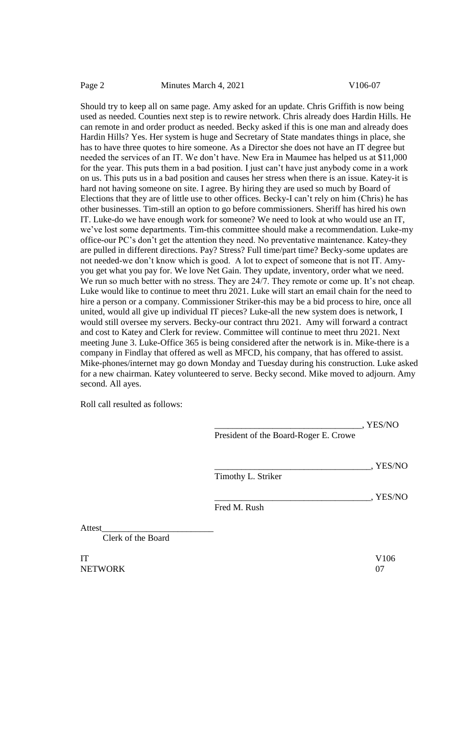Should try to keep all on same page. Amy asked for an update. Chris Griffith is now being used as needed. Counties next step is to rewire network. Chris already does Hardin Hills. He can remote in and order product as needed. Becky asked if this is one man and already does Hardin Hills? Yes. Her system is huge and Secretary of State mandates things in place, she has to have three quotes to hire someone. As a Director she does not have an IT degree but needed the services of an IT. We don't have. New Era in Maumee has helped us at $11,000 for the year. This puts them in a bad position. I just can't have just anybody come in a work on us. This puts us in a bad position and causes her stress when there is an issue. Katey-it is hard not having someone on site. I agree. By hiring they are used so much by Board of Elections that they are of little use to other offices. Becky-I can't rely on him (Chris) he has other businesses. Tim-still an option to go before commissioners. Sheriff has hired his own IT. Luke-do we have enough work for someone? We need to look at who would use an IT, we've lost some departments. Tim-this committee should make a recommendation. Luke-my office-our PC's don't get the attention they need. No preventative maintenance. Katey-they are pulled in different directions. Pay? Stress? Full time/part time? Becky-some updates are not needed-we don't know which is good. A lot to expect of someone that is not IT. Amy-you get what you pay for. We love Net Gain. They update, inventory, order what we need. We run so much better with no stress. They are 24/7. They remote or come up. It's not cheap. Luke would like to continue to meet thru 2021. Luke will start an email chain for the need to hire a person or a company. Commissioner Striker-this may be a bid process to hire, once all united, would all give up individual IT pieces? Luke-all the new system does is network, I would still oversee my servers. Becky-our contract thru 2021. Amy will forward a contract and cost to Katey and Clerk for review. Committee will continue to meet thru 2021. Next meeting June 3. Luke-Office 365 is being considered after the network is in. Mike-there is a company in Findlay that offered as well as MFCD, his company, that has offered to assist. Mike-phones/internet may go down Monday and Tuesday during his construction. Luke asked for a new chairman. Katey volunteered to serve. Becky second. Mike moved to adjourn. Amy second. All ayes.

Roll call resulted as follows:

_________________________________, YES/NO
President of the Board-Roger E. Crowe

_________________________________, YES/NO
Timothy L. Striker

_________________________________, YES/NO
Fred M. Rush

Attest_________________________
Clerk of the Board

IT
NETWORK

V106
07